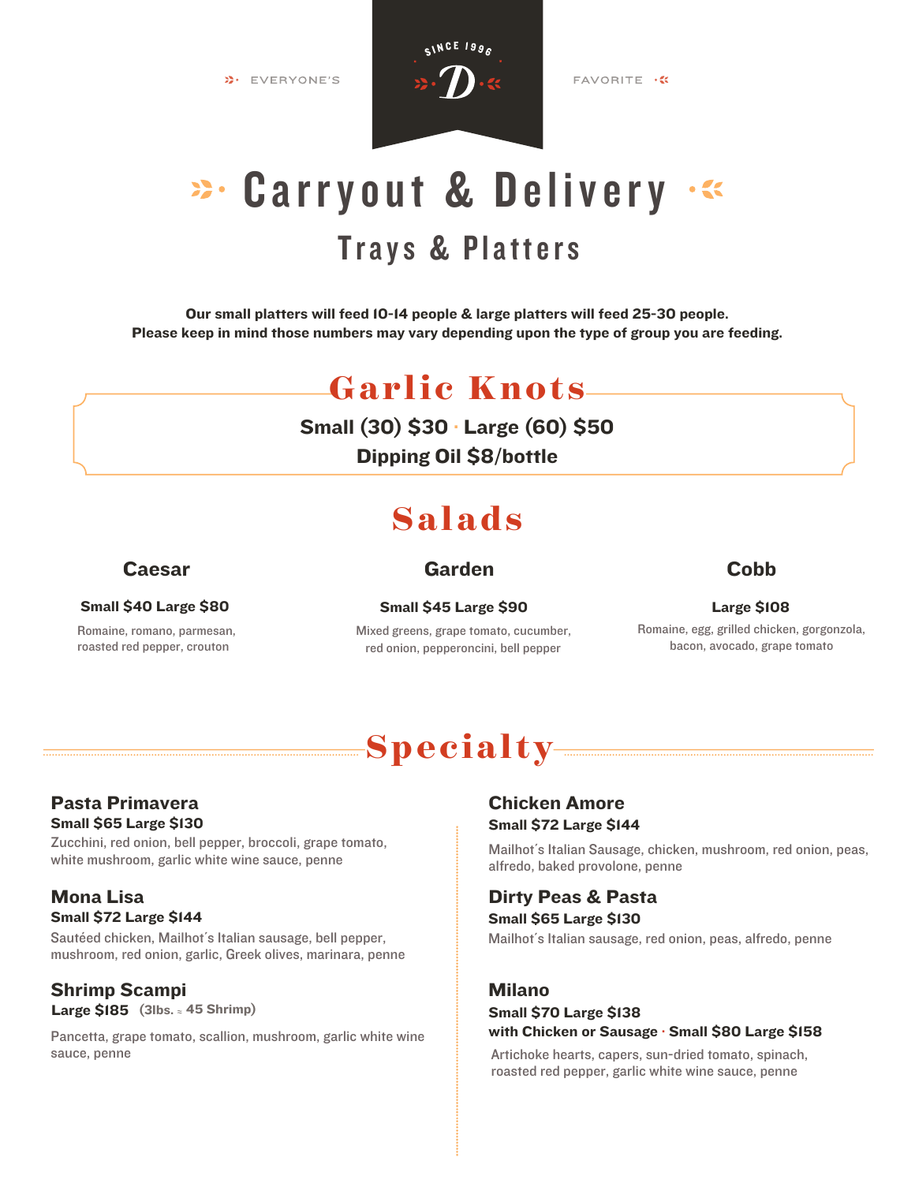EVERYONE'S · SINCE 1996 · D · FAVORITE

# Carryout & Delivery

## Trays & Platters

**Our small platters will feed 10-14 people & large platters will feed 25-30 people.
Please keep in mind those numbers may vary depending upon the type of group you are feeding.**

## Garlic Knots

**Small (30) $30 · Large (60) $50**

**Dipping Oil $8/bottle**

## Salads

### Caesar

**Small $40 Large $80**

Romaine, romano, parmesan, roasted red pepper, crouton

### Garden

**Small $45 Large $90**

Mixed greens, grape tomato, cucumber, red onion, pepperoncini, bell pepper

### Cobb

**Large $108**

Romaine, egg, grilled chicken, gorgonzola, bacon, avocado, grape tomato

## Specialty

### Pasta Primavera

**Small $65 Large $130**

Zucchini, red onion, bell pepper, broccoli, grape tomato, white mushroom, garlic white wine sauce, penne

### Mona Lisa

**Small $72 Large $144**

Sautéed chicken, Mailhot's Italian sausage, bell pepper, mushroom, red onion, garlic, Greek olives, marinara, penne

### Shrimp Scampi

**Large $185** (3lbs. ≈ 45 Shrimp)

Pancetta, grape tomato, scallion, mushroom, garlic white wine sauce, penne

### Chicken Amore

**Small $72 Large $144**

Mailhot's Italian Sausage, chicken, mushroom, red onion, peas, alfredo, baked provolone, penne

### Dirty Peas & Pasta

**Small $65 Large $130**

Mailhot's Italian sausage, red onion, peas, alfredo, penne

### Milano

**Small $70 Large $138**

**with Chicken or Sausage · Small $80 Large $158**

Artichoke hearts, capers, sun-dried tomato, spinach, roasted red pepper, garlic white wine sauce, penne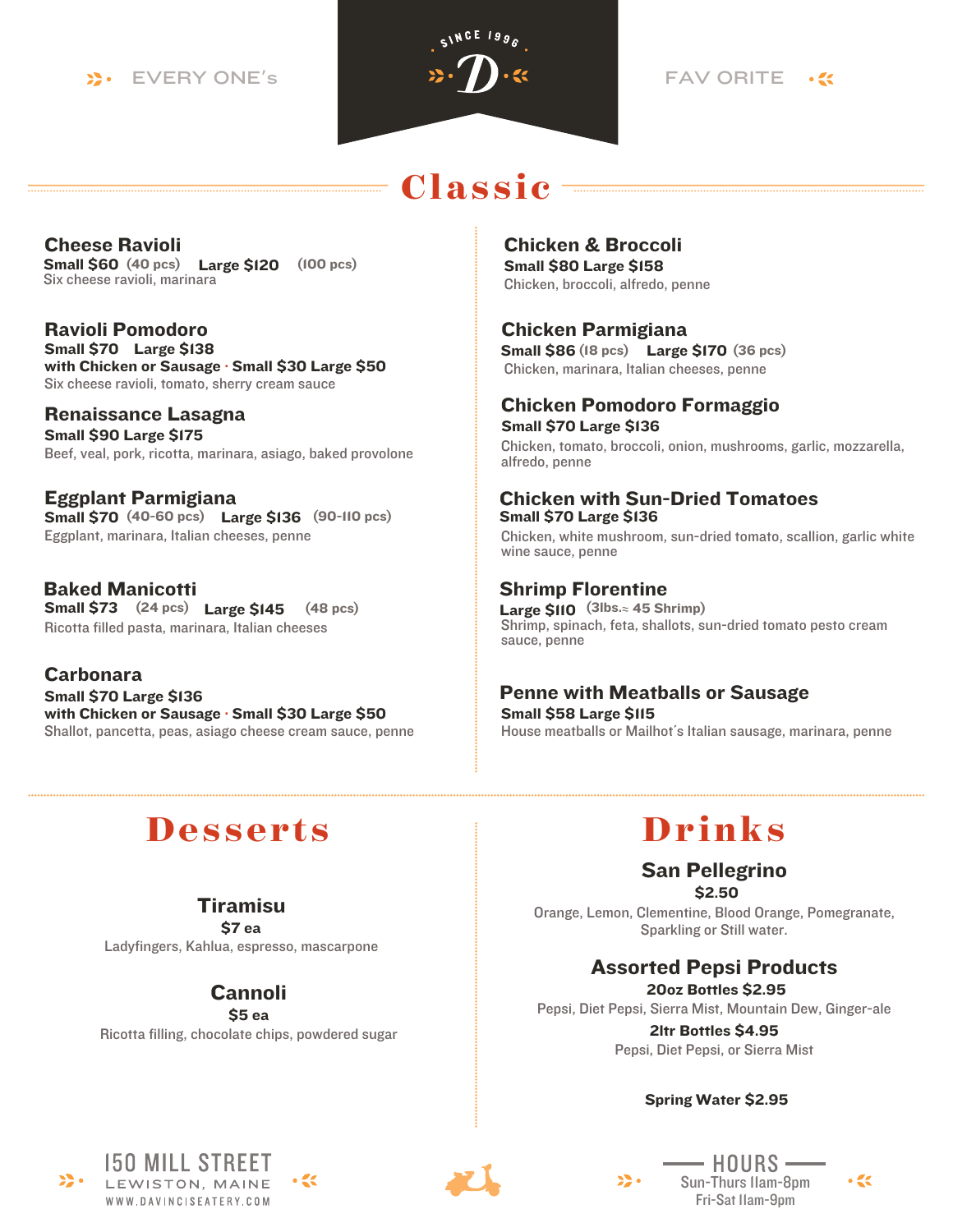EVERY ONE's FAV ORITE

SINCE 1996

D

# Classic

### Cheese Ravioli
**Small $60** (40 pcs) **Large $120** (100 pcs)
Six cheese ravioli, marinara

### Ravioli Pomodoro
**Small $70 Large $138**
**with Chicken or Sausage · Small $30 Large $50**
Six cheese ravioli, tomato, sherry cream sauce

### Renaissance Lasagna
**Small $90 Large $175**
Beef, veal, pork, ricotta, marinara, asiago, baked provolone

### Eggplant Parmigiana
**Small $70** (40-60 pcs) **Large $136** (90-110 pcs)
Eggplant, marinara, Italian cheeses, penne

### Baked Manicotti
**Small $73** (24 pcs) **Large $145** (48 pcs)
Ricotta filled pasta, marinara, Italian cheeses

### Carbonara
**Small $70 Large $136**
**with Chicken or Sausage · Small $30 Large $50**
Shallot, pancetta, peas, asiago cheese cream sauce, penne

### Chicken & Broccoli
**Small $80 Large $158**
Chicken, broccoli, alfredo, penne

### Chicken Parmigiana
**Small $86** (18 pcs) **Large $170** (36 pcs)
Chicken, marinara, Italian cheeses, penne

### Chicken Pomodoro Formaggio
**Small $70 Large $136**
Chicken, tomato, broccoli, onion, mushrooms, garlic, mozzarella, alfredo, penne

### Chicken with Sun-Dried Tomatoes
**Small $70 Large $136**
Chicken, white mushroom, sun-dried tomato, scallion, garlic white wine sauce, penne

### Shrimp Florentine
**Large $110** (3lbs.≈ 45 Shrimp)
Shrimp, spinach, feta, shallots, sun-dried tomato pesto cream sauce, penne

### Penne with Meatballs or Sausage
**Small $58 Large $115**
House meatballs or Mailhot´s Italian sausage, marinara, penne

# Desserts

### Tiramisu
**$7 ea**
Ladyfingers, Kahlua, espresso, mascarpone

### Cannoli
**$5 ea**
Ricotta filling, chocolate chips, powdered sugar

# Drinks

### San Pellegrino
**$2.50**
Orange, Lemon, Clementine, Blood Orange, Pomegranate, Sparkling or Still water.

### Assorted Pepsi Products
**20oz Bottles $2.95**
Pepsi, Diet Pepsi, Sierra Mist, Mountain Dew, Ginger-ale
**2ltr Bottles $4.95**
Pepsi, Diet Pepsi, or Sierra Mist

**Spring Water $2.95**

150 MILL STREET
LEWISTON, MAINE
WWW.DAVINCISEATERY.COM

HOURS
Sun-Thurs 11am-8pm
Fri-Sat 11am-9pm